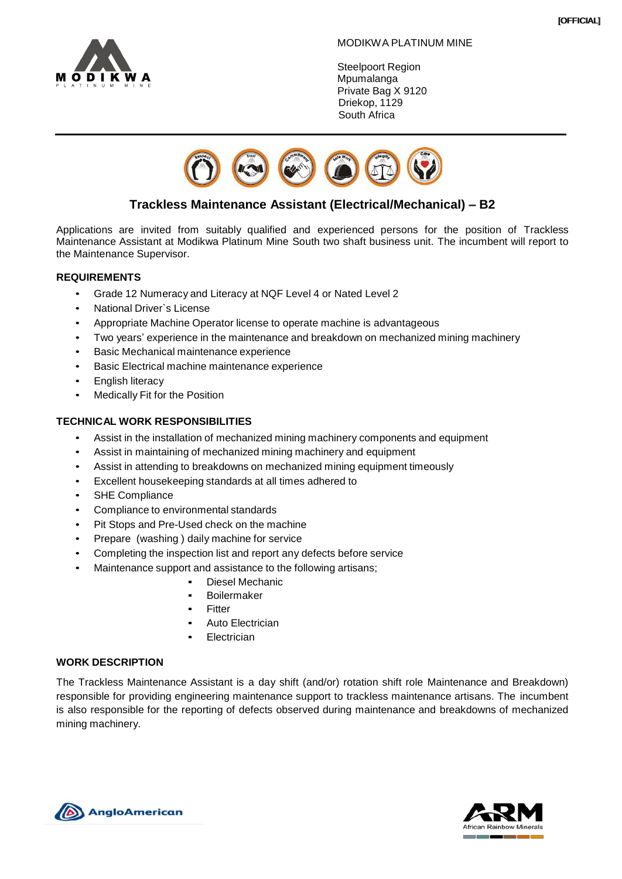[OFFICIAL]

MODIKWA PLATINUM MINE

Steelpoort Region
Mpumalanga
Private Bag X 9120
Driekop, 1129
South Africa

## Trackless Maintenance Assistant (Electrical/Mechanical) – B2

Applications are invited from suitably qualified and experienced persons for the position of Trackless Maintenance Assistant at Modikwa Platinum Mine South two shaft business unit. The incumbent will report to the Maintenance Supervisor.

### REQUIREMENTS

- Grade 12 Numeracy and Literacy at NQF Level 4 or Nated Level 2
- National Driver`s License
- Appropriate Machine Operator license to operate machine is advantageous
- Two years' experience in the maintenance and breakdown on mechanized mining machinery
- Basic Mechanical maintenance experience
- Basic Electrical machine maintenance experience
- English literacy
- Medically Fit for the Position

### TECHNICAL WORK RESPONSIBILITIES

- Assist in the installation of mechanized mining machinery components and equipment
- Assist in maintaining of mechanized mining machinery and equipment
- Assist in attending to breakdowns on mechanized mining equipment timeously
- Excellent housekeeping standards at all times adhered to
- SHE Compliance
- Compliance to environmental standards
- Pit Stops and Pre-Used check on the machine
- Prepare (washing ) daily machine for service
- Completing the inspection list and report any defects before service
- Maintenance support and assistance to the following artisans;
  - Diesel Mechanic
  - Boilermaker
  - Fitter
  - Auto Electrician
  - Electrician

### WORK DESCRIPTION

The Trackless Maintenance Assistant is a day shift (and/or) rotation shift role Maintenance and Breakdown) responsible for providing engineering maintenance support to trackless maintenance artisans. The incumbent is also responsible for the reporting of defects observed during maintenance and breakdowns of mechanized mining machinery.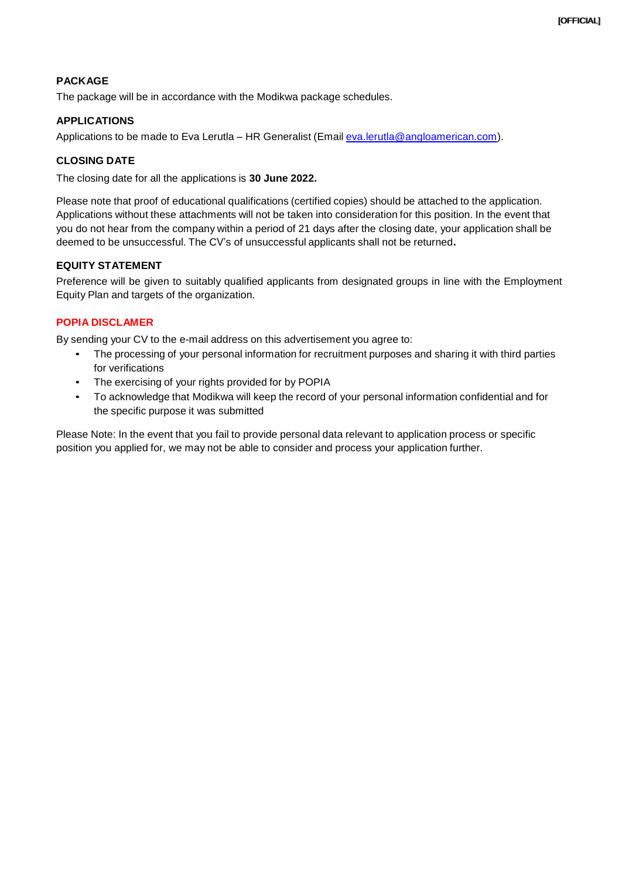**PACKAGE**

The package will be in accordance with the Modikwa package schedules.

**APPLICATIONS**

Applications to be made to Eva Lerutla – HR Generalist (Email eva.lerutla@angloamerican.com).

**CLOSING DATE**

The closing date for all the applications is **30 June 2022.**

Please note that proof of educational qualifications (certified copies) should be attached to the application. Applications without these attachments will not be taken into consideration for this position. In the event that you do not hear from the company within a period of 21 days after the closing date, your application shall be deemed to be unsuccessful. The CV's of unsuccessful applicants shall not be returned**.**

**EQUITY STATEMENT**

Preference will be given to suitably qualified applicants from designated groups in line with the Employment Equity Plan and targets of the organization.

**POPIA DISCLAMER**

By sending your CV to the e-mail address on this advertisement you agree to:

- The processing of your personal information for recruitment purposes and sharing it with third parties for verifications
- The exercising of your rights provided for by POPIA
- To acknowledge that Modikwa will keep the record of your personal information confidential and for the specific purpose it was submitted

Please Note: In the event that you fail to provide personal data relevant to application process or specific position you applied for, we may not be able to consider and process your application further.